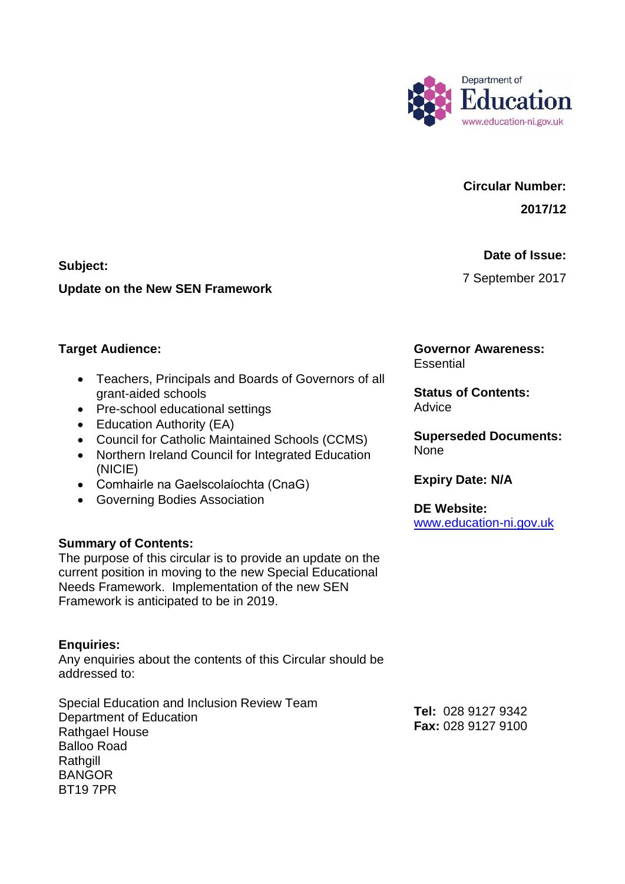Department of Education
www.education-ni.gov.uk

**Circular Number:**

**2017/12**

**Date of Issue:**

7 September 2017

**Subject:**

**Update on the New SEN Framework**

**Target Audience:**

- Teachers, Principals and Boards of Governors of all grant-aided schools
- Pre-school educational settings
- Education Authority (EA)
- Council for Catholic Maintained Schools (CCMS)
- Northern Ireland Council for Integrated Education (NICIE)
- Comhairle na Gaelscolaíochta (CnaG)
- Governing Bodies Association

**Governor Awareness:**
Essential

**Status of Contents:**
Advice

**Superseded Documents:**
None

**Expiry Date: N/A**

**DE Website:**
www.education-ni.gov.uk

**Summary of Contents:**
The purpose of this circular is to provide an update on the current position in moving to the new Special Educational Needs Framework. Implementation of the new SEN Framework is anticipated to be in 2019.

**Enquiries:**
Any enquiries about the contents of this Circular should be addressed to:

Special Education and Inclusion Review Team
Department of Education
Rathgael House
Balloo Road
Rathgill
BANGOR
BT19 7PR

**Tel:** 028 9127 9342
**Fax:** 028 9127 9100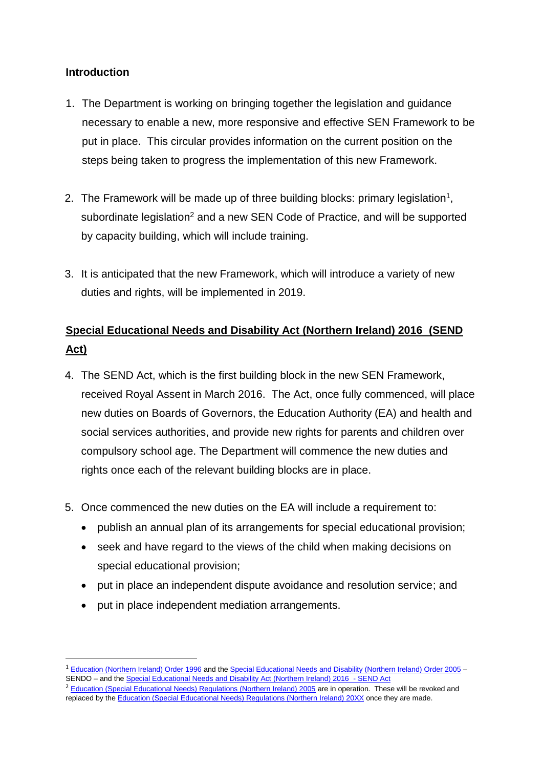**Introduction**

1. The Department is working on bringing together the legislation and guidance necessary to enable a new, more responsive and effective SEN Framework to be put in place. This circular provides information on the current position on the steps being taken to progress the implementation of this new Framework.

2. The Framework will be made up of three building blocks: primary legislation[1], subordinate legislation[2] and a new SEN Code of Practice, and will be supported by capacity building, which will include training.

3. It is anticipated that the new Framework, which will introduce a variety of new duties and rights, will be implemented in 2019.

**<u>Special Educational Needs and Disability Act (Northern Ireland) 2016 (SEND Act)</u>**

4. The SEND Act, which is the first building block in the new SEN Framework, received Royal Assent in March 2016. The Act, once fully commenced, will place new duties on Boards of Governors, the Education Authority (EA) and health and social services authorities, and provide new rights for parents and children over compulsory school age. The Department will commence the new duties and rights once each of the relevant building blocks are in place.

5. Once commenced the new duties on the EA will include a requirement to:
   - publish an annual plan of its arrangements for special educational provision;
   - seek and have regard to the views of the child when making decisions on special educational provision;
   - put in place an independent dispute avoidance and resolution service; and
   - put in place independent mediation arrangements.

---

[1] Education (Northern Ireland) Order 1996 and the Special Educational Needs and Disability (Northern Ireland) Order 2005 – SENDO – and the Special Educational Needs and Disability Act (Northern Ireland) 2016 - SEND Act

[2] Education (Special Educational Needs) Regulations (Northern Ireland) 2005 are in operation. These will be revoked and replaced by the Education (Special Educational Needs) Regulations (Northern Ireland) 20XX once they are made.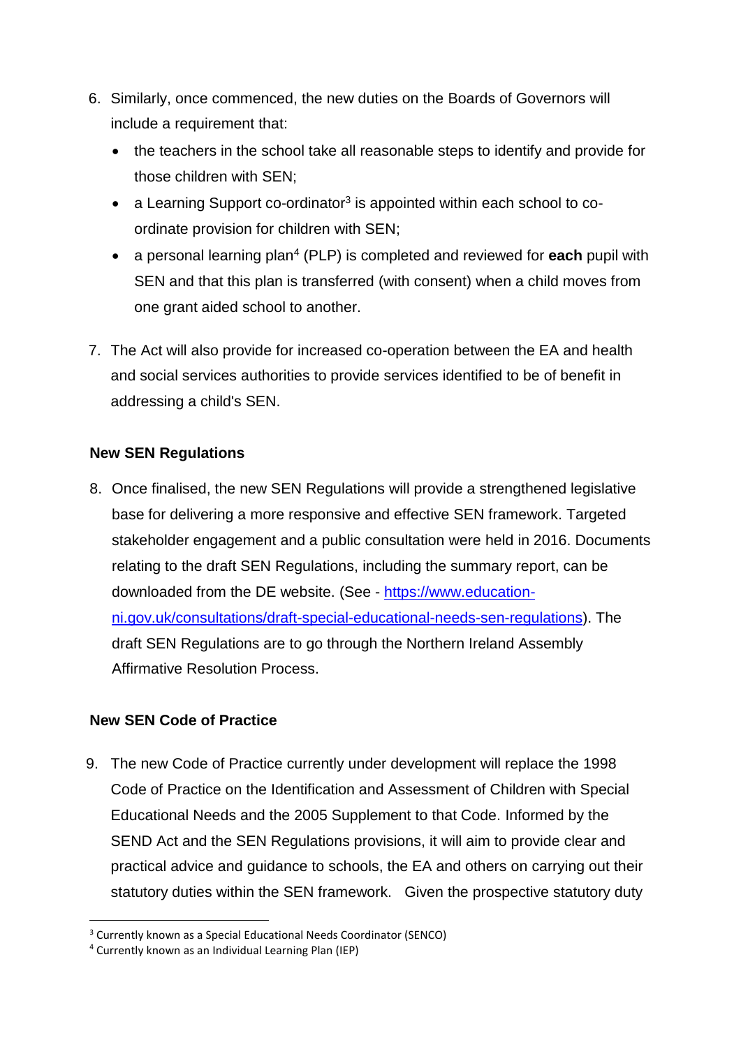6. Similarly, once commenced, the new duties on the Boards of Governors will include a requirement that:
   - the teachers in the school take all reasonable steps to identify and provide for those children with SEN;
   - a Learning Support co-ordinator[3] is appointed within each school to co-ordinate provision for children with SEN;
   - a personal learning plan[4] (PLP) is completed and reviewed for **each** pupil with SEN and that this plan is transferred (with consent) when a child moves from one grant aided school to another.

7. The Act will also provide for increased co-operation between the EA and health and social services authorities to provide services identified to be of benefit in addressing a child's SEN.

**New SEN Regulations**

8. Once finalised, the new SEN Regulations will provide a strengthened legislative base for delivering a more responsive and effective SEN framework. Targeted stakeholder engagement and a public consultation were held in 2016. Documents relating to the draft SEN Regulations, including the summary report, can be downloaded from the DE website. (See - [https://www.education-ni.gov.uk/consultations/draft-special-educational-needs-sen-regulations](https://www.education-ni.gov.uk/consultations/draft-special-educational-needs-sen-regulations)). The draft SEN Regulations are to go through the Northern Ireland Assembly Affirmative Resolution Process.

**New SEN Code of Practice**

9. The new Code of Practice currently under development will replace the 1998 Code of Practice on the Identification and Assessment of Children with Special Educational Needs and the 2005 Supplement to that Code. Informed by the SEND Act and the SEN Regulations provisions, it will aim to provide clear and practical advice and guidance to schools, the EA and others on carrying out their statutory duties within the SEN framework. Given the prospective statutory duty

[3] Currently known as a Special Educational Needs Coordinator (SENCO)

[4] Currently known as an Individual Learning Plan (IEP)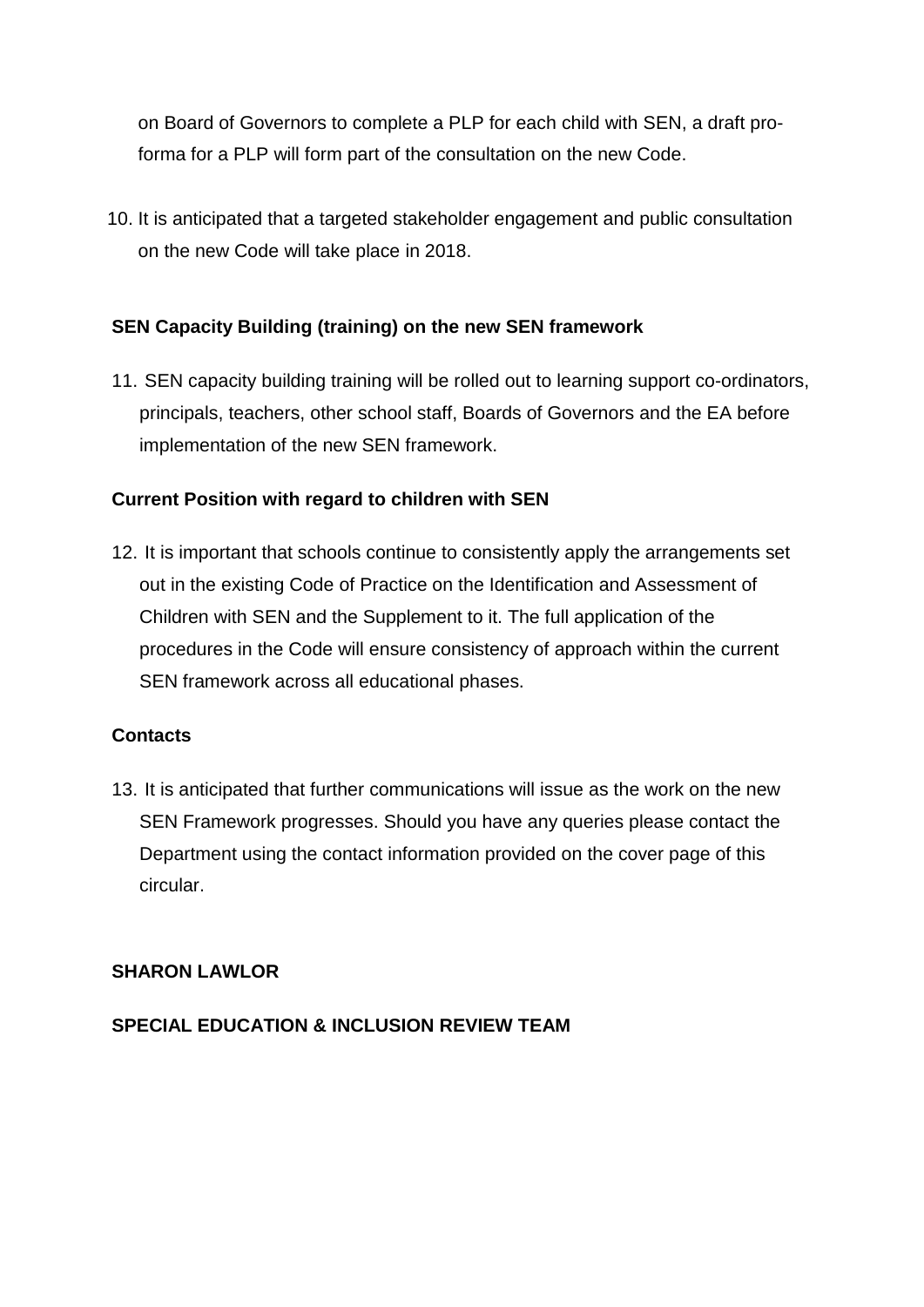on Board of Governors to complete a PLP for each child with SEN, a draft pro-forma for a PLP will form part of the consultation on the new Code.

10. It is anticipated that a targeted stakeholder engagement and public consultation on the new Code will take place in 2018.

**SEN Capacity Building (training) on the new SEN framework**

11. SEN capacity building training will be rolled out to learning support co-ordinators, principals, teachers, other school staff, Boards of Governors and the EA before implementation of the new SEN framework.

**Current Position with regard to children with SEN**

12. It is important that schools continue to consistently apply the arrangements set out in the existing Code of Practice on the Identification and Assessment of Children with SEN and the Supplement to it. The full application of the procedures in the Code will ensure consistency of approach within the current SEN framework across all educational phases.

**Contacts**

13. It is anticipated that further communications will issue as the work on the new SEN Framework progresses. Should you have any queries please contact the Department using the contact information provided on the cover page of this circular.

**SHARON LAWLOR**

**SPECIAL EDUCATION & INCLUSION REVIEW TEAM**